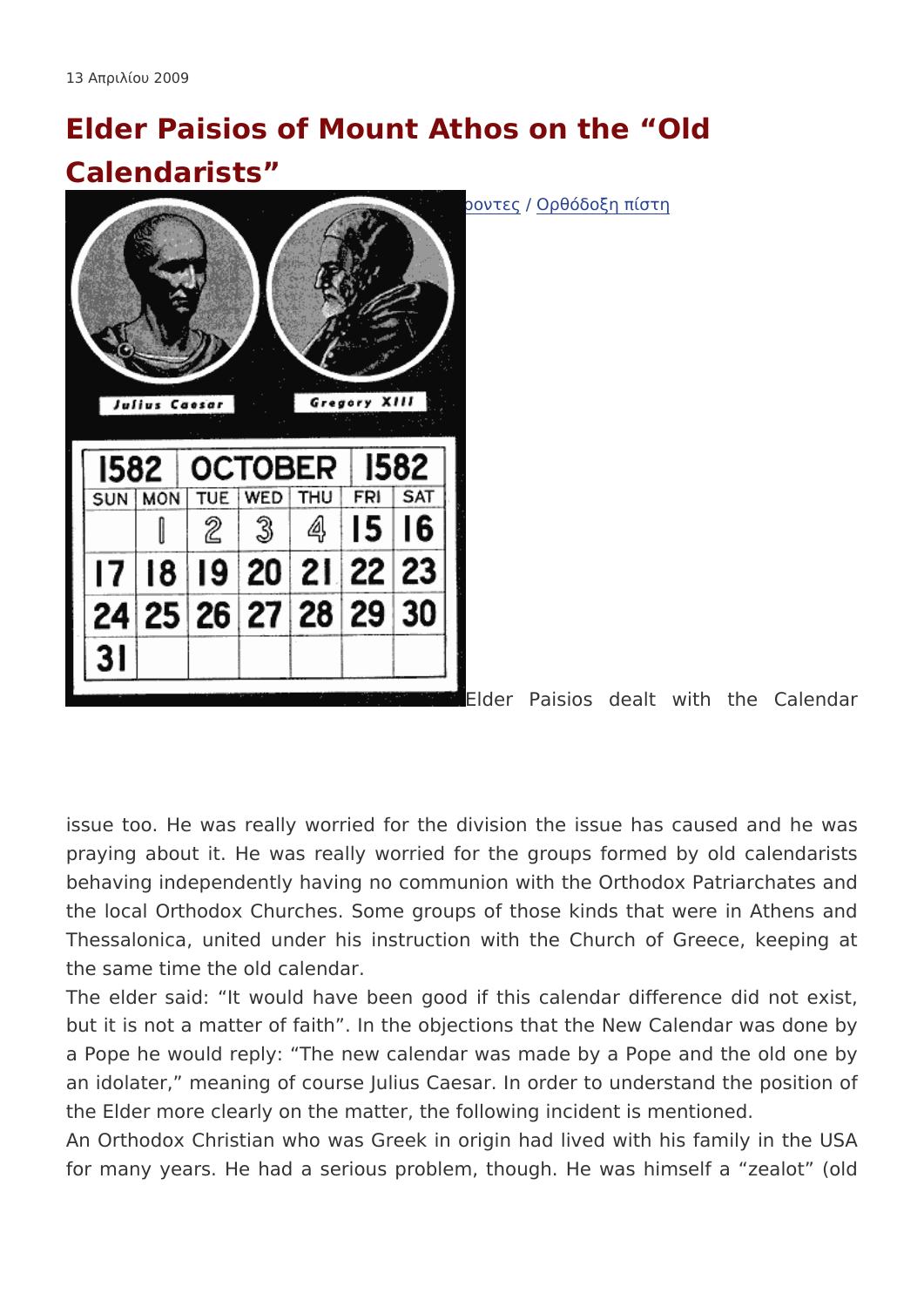13 Απριλίου 2009

# Elder Paisios of Mount Athos on the “Old Calendarists”

οντες / Ορθόδοξη πίστη

Elder Paisios dealt with the Calendar issue too. He was really worried for the division the issue has caused and he was praying about it. He was really worried for the groups formed by old calendarists behaving independently having no communion with the Orthodox Patriarchates and the local Orthodox Churches. Some groups of those kinds that were in Athens and Thessalonica, united under his instruction with the Church of Greece, keeping at the same time the old calendar.

The elder said: “It would have been good if this calendar difference did not exist, but it is not a matter of faith”. In the objections that the New Calendar was done by a Pope he would reply: “The new calendar was made by a Pope and the old one by an idolater,” meaning of course Julius Caesar. In order to understand the position of the Elder more clearly on the matter, the following incident is mentioned.

An Orthodox Christian who was Greek in origin had lived with his family in the USA for many years. He had a serious problem, though. He was himself a “zealot” (old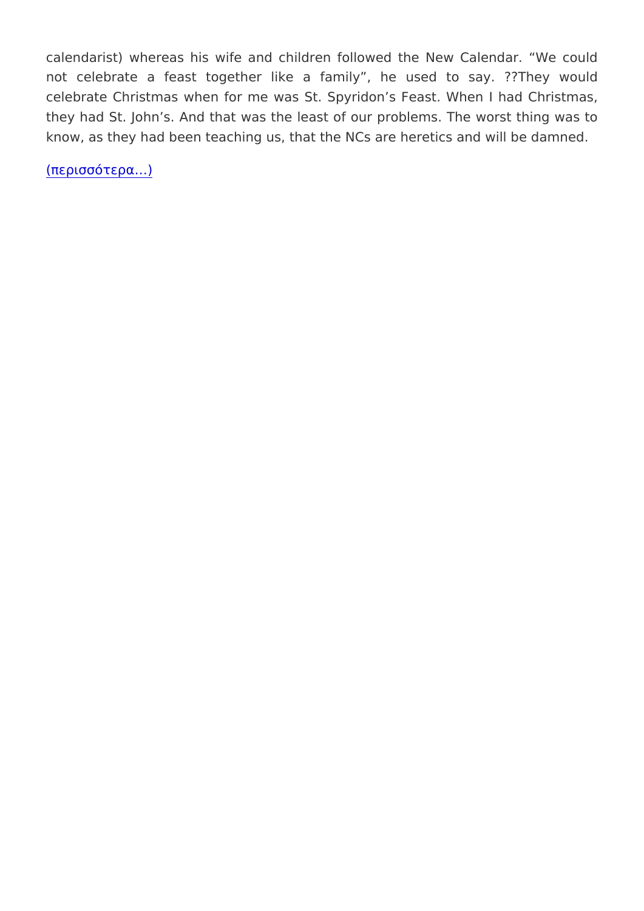calendarist) whereas his wife and children followed the New Calendar. “We could not celebrate a feast together like a family”, he used to say. ??They would celebrate Christmas when for me was St. Spyridon’s Feast. When I had Christmas, they had St. John’s. And that was the least of our problems. The worst thing was to know, as they had been teaching us, that the NCs are heretics and will be damned.

(περισσότερα…)